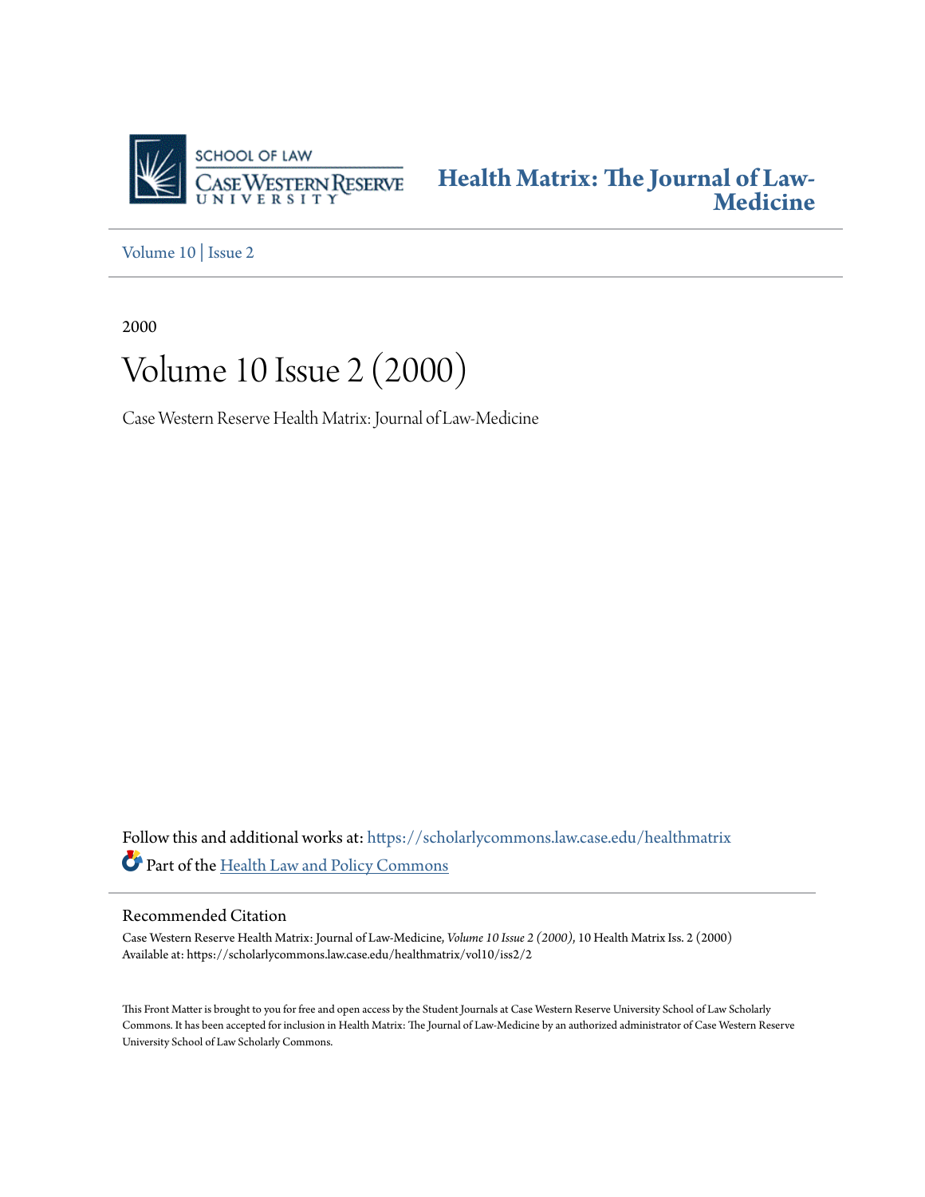SCHOOL OF LAW
CASE WESTERN RESERVE
UNIVERSITY

**Health Matrix: The Journal of Law-Medicine**

Volume 10 | Issue 2

2000

# Volume 10 Issue 2 (2000)

Case Western Reserve Health Matrix: Journal of Law-Medicine

Follow this and additional works at: https://scholarlycommons.law.case.edu/healthmatrix

Part of the Health Law and Policy Commons

## Recommended Citation

Case Western Reserve Health Matrix: Journal of Law-Medicine, *Volume 10 Issue 2 (2000)*, 10 Health Matrix Iss. 2 (2000)
Available at: https://scholarlycommons.law.case.edu/healthmatrix/vol10/iss2/2

This Front Matter is brought to you for free and open access by the Student Journals at Case Western Reserve University School of Law Scholarly Commons. It has been accepted for inclusion in Health Matrix: The Journal of Law-Medicine by an authorized administrator of Case Western Reserve University School of Law Scholarly Commons.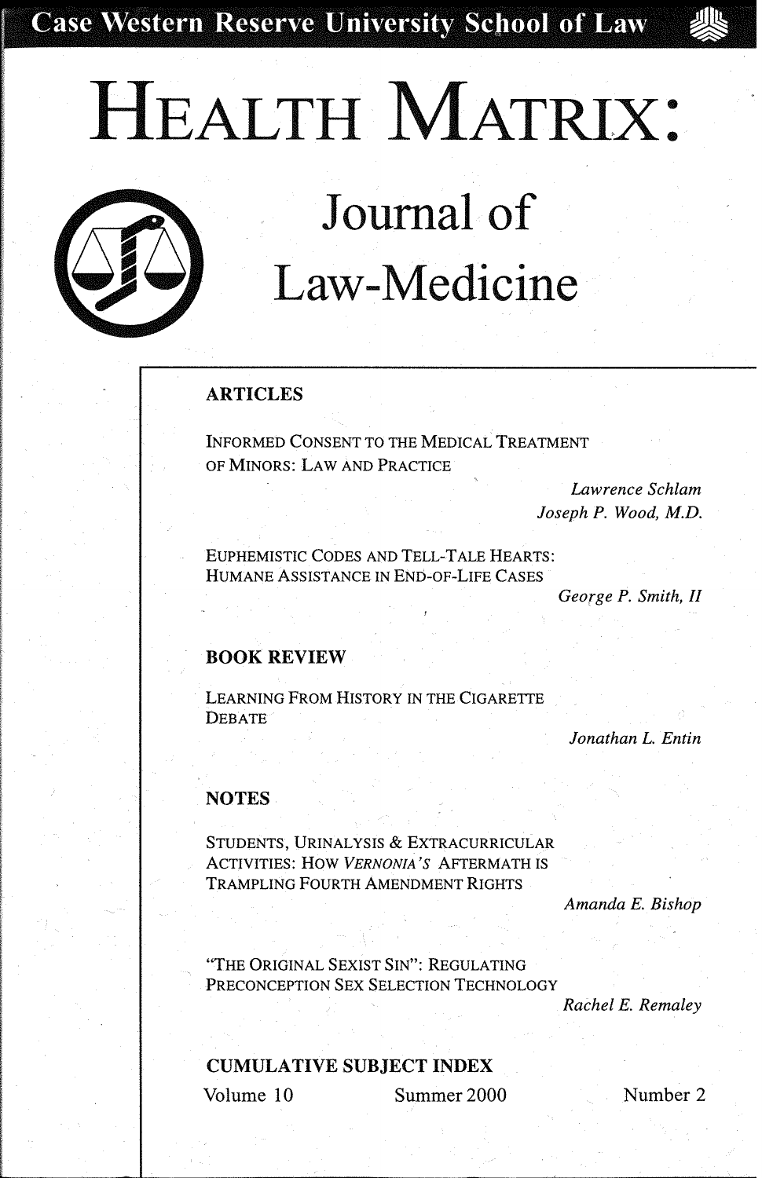Case Western Reserve University School of Law

# HEALTH MATRIX:

## Journal of Law-Medicine

### ARTICLES

INFORMED CONSENT TO THE MEDICAL TREATMENT OF MINORS: LAW AND PRACTICE

*Lawrence Schlam*
*Joseph P. Wood, M.D.*

EUPHEMISTIC CODES AND TELL-TALE HEARTS: HUMANE ASSISTANCE IN END-OF-LIFE CASES

*George P. Smith, II*

### BOOK REVIEW

LEARNING FROM HISTORY IN THE CIGARETTE DEBATE

*Jonathan L. Entin*

### NOTES

STUDENTS, URINALYSIS & EXTRACURRICULAR ACTIVITIES: HOW *VERNONIA'S* AFTERMATH IS TRAMPLING FOURTH AMENDMENT RIGHTS

*Amanda E. Bishop*

"THE ORIGINAL SEXIST SIN": REGULATING PRECONCEPTION SEX SELECTION TECHNOLOGY

*Rachel E. Remaley*

### CUMULATIVE SUBJECT INDEX

Volume 10 Summer 2000 Number 2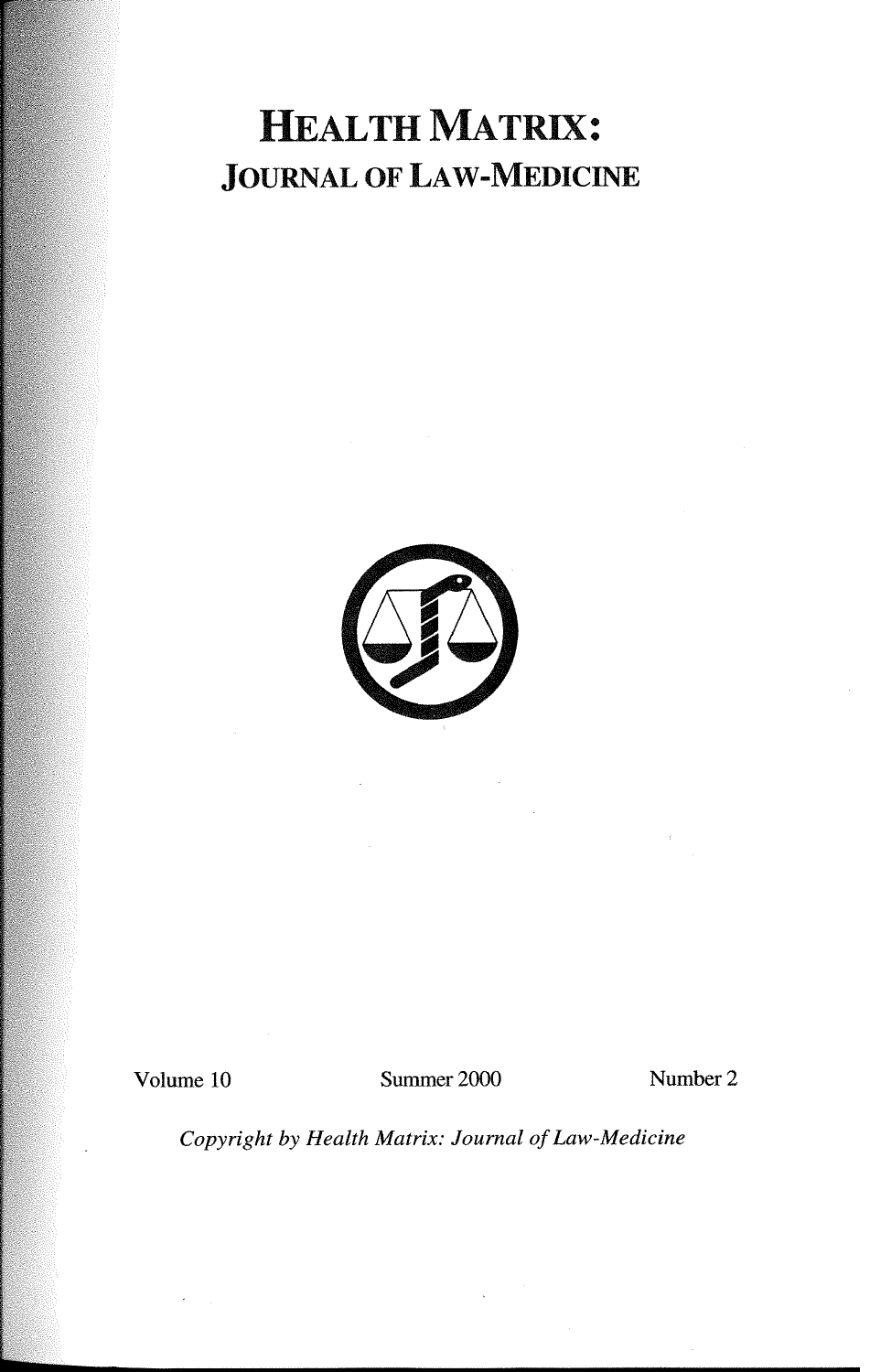# HEALTH MATRIX:
## JOURNAL OF LAW-MEDICINE

Volume 10 | Summer 2000 | Number 2

*Copyright by Health Matrix: Journal of Law-Medicine*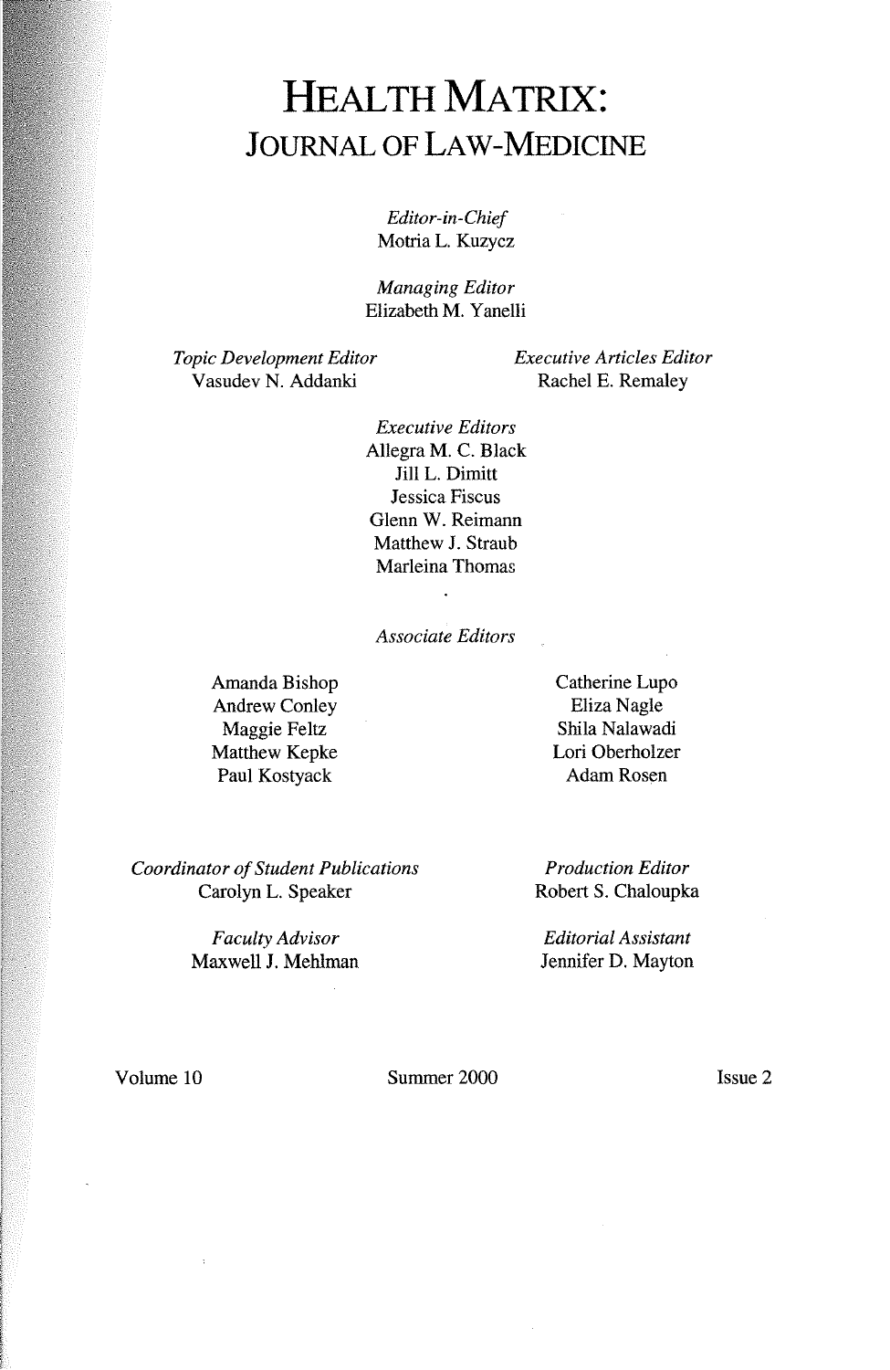# HEALTH MATRIX:
## JOURNAL OF LAW-MEDICINE

*Editor-in-Chief*
Motria L. Kuzycz

*Managing Editor*
Elizabeth M. Yanelli

*Topic Development Editor*
Vasudev N. Addanki

*Executive Articles Editor*
Rachel E. Remaley

*Executive Editors*
Allegra M. C. Black
Jill L. Dimitt
Jessica Fiscus
Glenn W. Reimann
Matthew J. Straub
Marleina Thomas

*Associate Editors*

Amanda Bishop
Andrew Conley
Maggie Feltz
Matthew Kepke
Paul Kostyack
Catherine Lupo
Eliza Nagle
Shila Nalawadi
Lori Oberholzer
Adam Rosen

*Coordinator of Student Publications*
Carolyn L. Speaker

*Production Editor*
Robert S. Chaloupka

*Faculty Advisor*
Maxwell J. Mehlman

*Editorial Assistant*
Jennifer D. Mayton

Volume 10 — Summer 2000 — Issue 2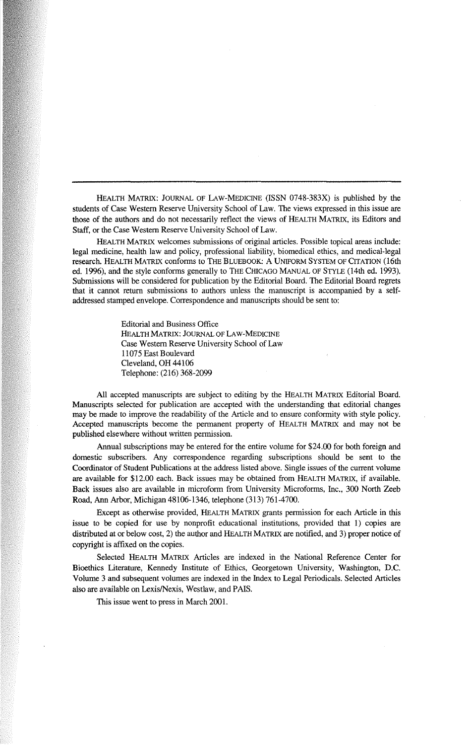HEALTH MATRIX: JOURNAL OF LAW-MEDICINE (ISSN 0748-383X) is published by the students of Case Western Reserve University School of Law. The views expressed in this issue are those of the authors and do not necessarily reflect the views of HEALTH MATRIX, its Editors and Staff, or the Case Western Reserve University School of Law.

HEALTH MATRIX welcomes submissions of original articles. Possible topical areas include: legal medicine, health law and policy, professional liability, biomedical ethics, and medical-legal research. HEALTH MATRIX conforms to THE BLUEBOOK: A UNIFORM SYSTEM OF CITATION (16th ed. 1996), and the style conforms generally to THE CHICAGO MANUAL OF STYLE (14th ed. 1993). Submissions will be considered for publication by the Editorial Board. The Editorial Board regrets that it cannot return submissions to authors unless the manuscript is accompanied by a self-addressed stamped envelope. Correspondence and manuscripts should be sent to:

Editorial and Business Office
HEALTH MATRIX: JOURNAL OF LAW-MEDICINE
Case Western Reserve University School of Law
11075 East Boulevard
Cleveland, OH 44106
Telephone: (216) 368-2099

All accepted manuscripts are subject to editing by the HEALTH MATRIX Editorial Board. Manuscripts selected for publication are accepted with the understanding that editorial changes may be made to improve the readability of the Article and to ensure conformity with style policy. Accepted manuscripts become the permanent property of HEALTH MATRIX and may not be published elsewhere without written permission.

Annual subscriptions may be entered for the entire volume for $24.00 for both foreign and domestic subscribers. Any correspondence regarding subscriptions should be sent to the Coordinator of Student Publications at the address listed above. Single issues of the current volume are available for $12.00 each. Back issues may be obtained from HEALTH MATRIX, if available. Back issues also are available in microform from University Microforms, Inc., 300 North Zeeb Road, Ann Arbor, Michigan 48106-1346, telephone (313) 761-4700.

Except as otherwise provided, HEALTH MATRIX grants permission for each Article in this issue to be copied for use by nonprofit educational institutions, provided that 1) copies are distributed at or below cost, 2) the author and HEALTH MATRIX are notified, and 3) proper notice of copyright is affixed on the copies.

Selected HEALTH MATRIX Articles are indexed in the National Reference Center for Bioethics Literature, Kennedy Institute of Ethics, Georgetown University, Washington, D.C. Volume 3 and subsequent volumes are indexed in the Index to Legal Periodicals. Selected Articles also are available on Lexis/Nexis, Westlaw, and PAIS.

This issue went to press in March 2001.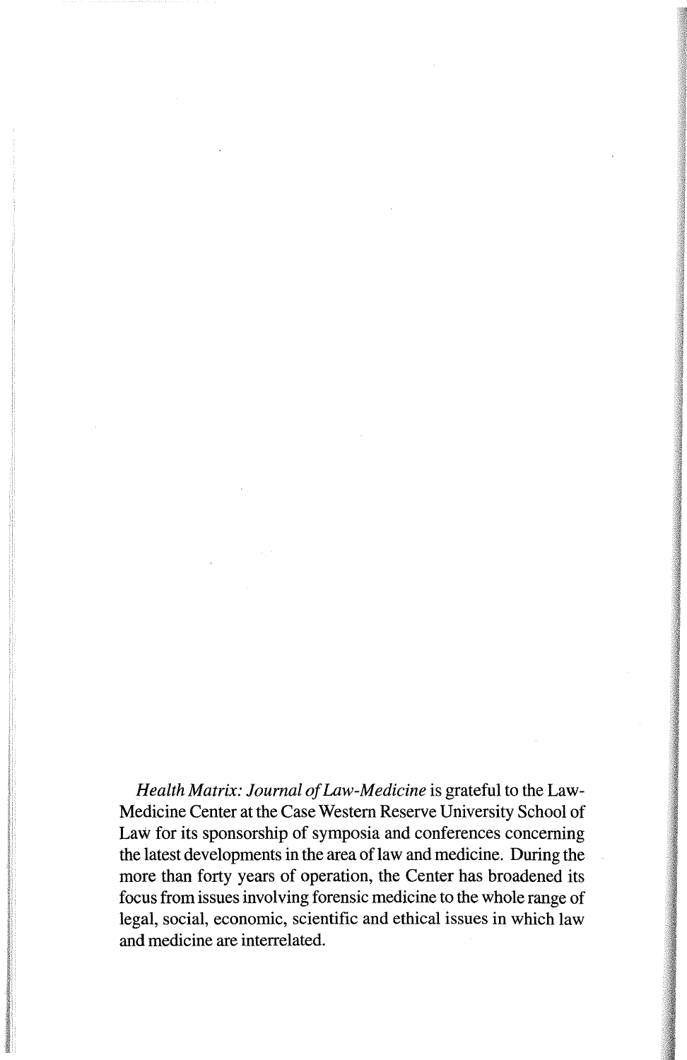*Health Matrix: Journal of Law-Medicine* is grateful to the Law-Medicine Center at the Case Western Reserve University School of Law for its sponsorship of symposia and conferences concerning the latest developments in the area of law and medicine. During the more than forty years of operation, the Center has broadened its focus from issues involving forensic medicine to the whole range of legal, social, economic, scientific and ethical issues in which law and medicine are interrelated.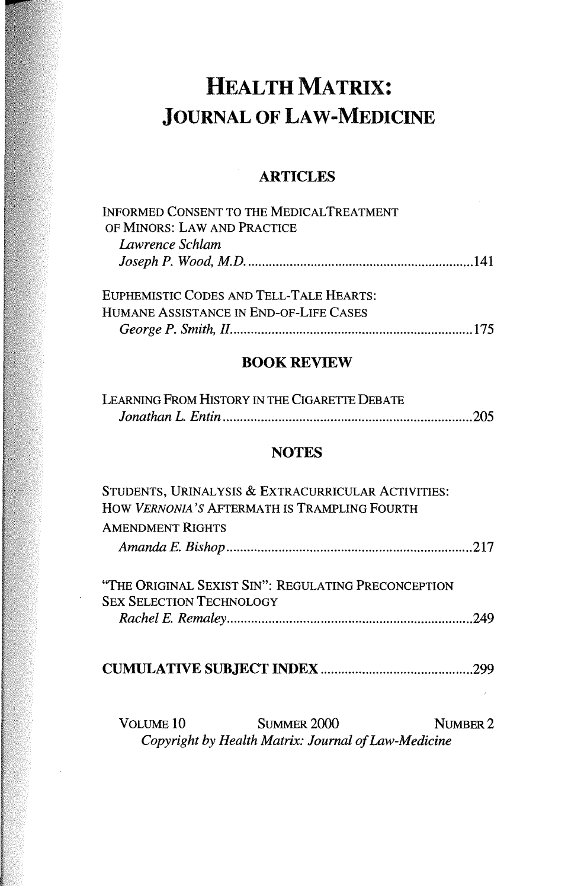# HEALTH MATRIX:
# JOURNAL OF LAW-MEDICINE

## ARTICLES

INFORMED CONSENT TO THE MEDICALTREATMENT OF MINORS: LAW AND PRACTICE
*Lawrence Schlam*
*Joseph P. Wood, M.D.* .................................................................. 141

EUPHEMISTIC CODES AND TELL-TALE HEARTS: HUMANE ASSISTANCE IN END-OF-LIFE CASES
*George P. Smith, II* ...................................................................... 175

## BOOK REVIEW

LEARNING FROM HISTORY IN THE CIGARETTE DEBATE
*Jonathan L. Entin* ........................................................................ 205

## NOTES

STUDENTS, URINALYSIS & EXTRACURRICULAR ACTIVITIES: HOW *VERNONIA'S* AFTERMATH IS TRAMPLING FOURTH AMENDMENT RIGHTS
*Amanda E. Bishop* ....................................................................... 217

"THE ORIGINAL SEXIST SIN": REGULATING PRECONCEPTION SEX SELECTION TECHNOLOGY
*Rachel E. Remaley* ....................................................................... 249

**CUMULATIVE SUBJECT INDEX** ............................................ 299

VOLUME 10 SUMMER 2000 NUMBER 2

*Copyright by Health Matrix: Journal of Law-Medicine*